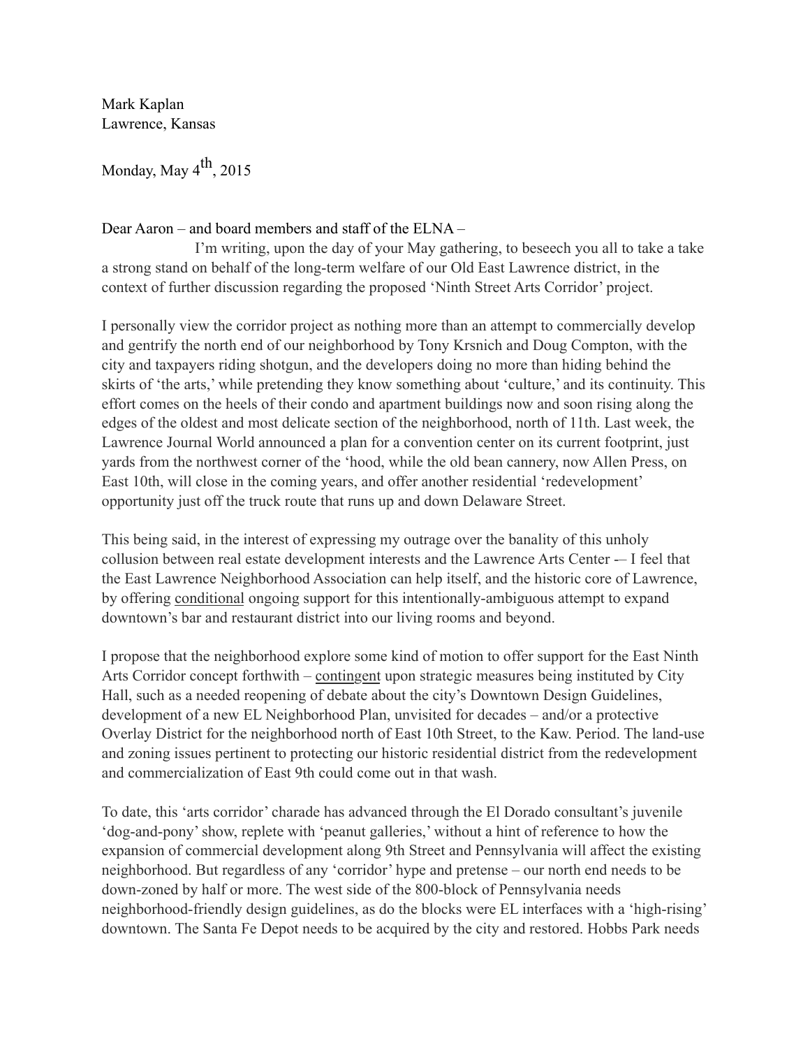Mark Kaplan
Lawrence, Kansas

Monday, May 4th, 2015

Dear Aaron – and board members and staff of the ELNA –

I'm writing, upon the day of your May gathering, to beseech you all to take a take a strong stand on behalf of the long-term welfare of our Old East Lawrence district, in the context of further discussion regarding the proposed 'Ninth Street Arts Corridor' project.

I personally view the corridor project as nothing more than an attempt to commercially develop and gentrify the north end of our neighborhood by Tony Krsnich and Doug Compton, with the city and taxpayers riding shotgun, and the developers doing no more than hiding behind the skirts of 'the arts,' while pretending they know something about 'culture,' and its continuity. This effort comes on the heels of their condo and apartment buildings now and soon rising along the edges of the oldest and most delicate section of the neighborhood, north of 11th. Last week, the Lawrence Journal World announced a plan for a convention center on its current footprint, just yards from the northwest corner of the 'hood, while the old bean cannery, now Allen Press, on East 10th, will close in the coming years, and offer another residential 'redevelopment' opportunity just off the truck route that runs up and down Delaware Street.

This being said, in the interest of expressing my outrage over the banality of this unholy collusion between real estate development interests and the Lawrence Arts Center -– I feel that the East Lawrence Neighborhood Association can help itself, and the historic core of Lawrence, by offering <u>conditional</u> ongoing support for this intentionally-ambiguous attempt to expand downtown's bar and restaurant district into our living rooms and beyond.

I propose that the neighborhood explore some kind of motion to offer support for the East Ninth Arts Corridor concept forthwith – <u>contingent</u> upon strategic measures being instituted by City Hall, such as a needed reopening of debate about the city's Downtown Design Guidelines, development of a new EL Neighborhood Plan, unvisited for decades – and/or a protective Overlay District for the neighborhood north of East 10th Street, to the Kaw. Period. The land-use and zoning issues pertinent to protecting our historic residential district from the redevelopment and commercialization of East 9th could come out in that wash.

To date, this 'arts corridor' charade has advanced through the El Dorado consultant's juvenile 'dog-and-pony' show, replete with 'peanut galleries,' without a hint of reference to how the expansion of commercial development along 9th Street and Pennsylvania will affect the existing neighborhood. But regardless of any 'corridor' hype and pretense – our north end needs to be down-zoned by half or more. The west side of the 800-block of Pennsylvania needs neighborhood-friendly design guidelines, as do the blocks were EL interfaces with a 'high-rising' downtown. The Santa Fe Depot needs to be acquired by the city and restored. Hobbs Park needs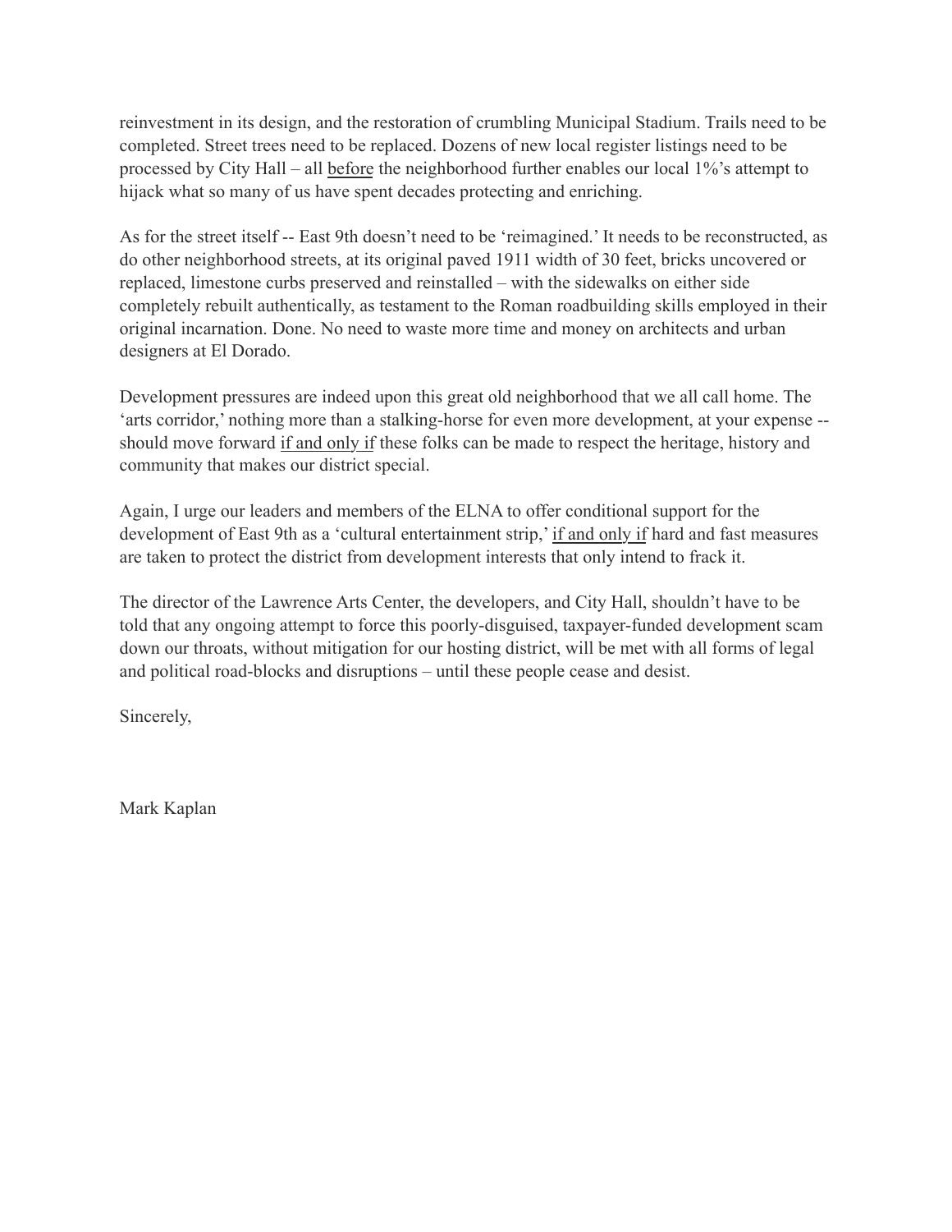reinvestment in its design, and the restoration of crumbling Municipal Stadium. Trails need to be completed. Street trees need to be replaced. Dozens of new local register listings need to be processed by City Hall – all <u>before</u> the neighborhood further enables our local 1%'s attempt to hijack what so many of us have spent decades protecting and enriching.

As for the street itself -- East 9th doesn't need to be 'reimagined.' It needs to be reconstructed, as do other neighborhood streets, at its original paved 1911 width of 30 feet, bricks uncovered or replaced, limestone curbs preserved and reinstalled – with the sidewalks on either side completely rebuilt authentically, as testament to the Roman roadbuilding skills employed in their original incarnation. Done. No need to waste more time and money on architects and urban designers at El Dorado.

Development pressures are indeed upon this great old neighborhood that we all call home. The 'arts corridor,' nothing more than a stalking-horse for even more development, at your expense -- should move forward <u>if and only if</u> these folks can be made to respect the heritage, history and community that makes our district special.

Again, I urge our leaders and members of the ELNA to offer conditional support for the development of East 9th as a 'cultural entertainment strip,' <u>if and only if</u> hard and fast measures are taken to protect the district from development interests that only intend to frack it.

The director of the Lawrence Arts Center, the developers, and City Hall, shouldn't have to be told that any ongoing attempt to force this poorly-disguised, taxpayer-funded development scam down our throats, without mitigation for our hosting district, will be met with all forms of legal and political road-blocks and disruptions – until these people cease and desist.

Sincerely,

Mark Kaplan